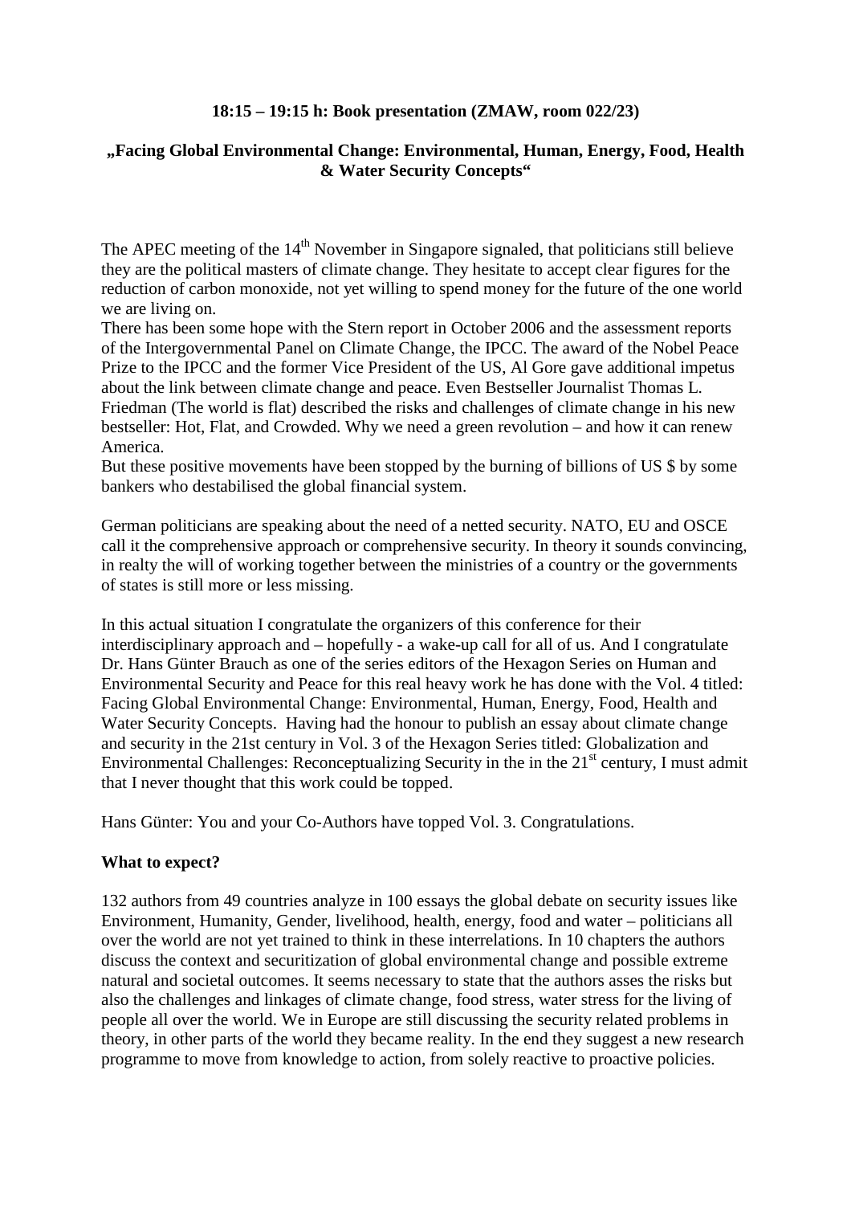**18:15 – 19:15 h: Book presentation (ZMAW, room 022/23)**

**„Facing Global Environmental Change: Environmental, Human, Energy, Food, Health & Water Security Concepts"**

The APEC meeting of the 14th November in Singapore signaled, that politicians still believe they are the political masters of climate change. They hesitate to accept clear figures for the reduction of carbon monoxide, not yet willing to spend money for the future of the one world we are living on.
There has been some hope with the Stern report in October 2006 and the assessment reports of the Intergovernmental Panel on Climate Change, the IPCC. The award of the Nobel Peace Prize to the IPCC and the former Vice President of the US, Al Gore gave additional impetus about the link between climate change and peace. Even Bestseller Journalist Thomas L. Friedman (The world is flat) described the risks and challenges of climate change in his new bestseller: Hot, Flat, and Crowded. Why we need a green revolution – and how it can renew America.
But these positive movements have been stopped by the burning of billions of US $ by some bankers who destabilised the global financial system.

German politicians are speaking about the need of a netted security. NATO, EU and OSCE call it the comprehensive approach or comprehensive security. In theory it sounds convincing, in realty the will of working together between the ministries of a country or the governments of states is still more or less missing.

In this actual situation I congratulate the organizers of this conference for their interdisciplinary approach and – hopefully - a wake-up call for all of us. And I congratulate Dr. Hans Günter Brauch as one of the series editors of the Hexagon Series on Human and Environmental Security and Peace for this real heavy work he has done with the Vol. 4 titled: Facing Global Environmental Change: Environmental, Human, Energy, Food, Health and Water Security Concepts. Having had the honour to publish an essay about climate change and security in the 21st century in Vol. 3 of the Hexagon Series titled: Globalization and Environmental Challenges: Reconceptualizing Security in the in the 21st century, I must admit that I never thought that this work could be topped.

Hans Günter: You and your Co-Authors have topped Vol. 3. Congratulations.

**What to expect?**

132 authors from 49 countries analyze in 100 essays the global debate on security issues like Environment, Humanity, Gender, livelihood, health, energy, food and water – politicians all over the world are not yet trained to think in these interrelations. In 10 chapters the authors discuss the context and securitization of global environmental change and possible extreme natural and societal outcomes. It seems necessary to state that the authors asses the risks but also the challenges and linkages of climate change, food stress, water stress for the living of people all over the world. We in Europe are still discussing the security related problems in theory, in other parts of the world they became reality. In the end they suggest a new research programme to move from knowledge to action, from solely reactive to proactive policies.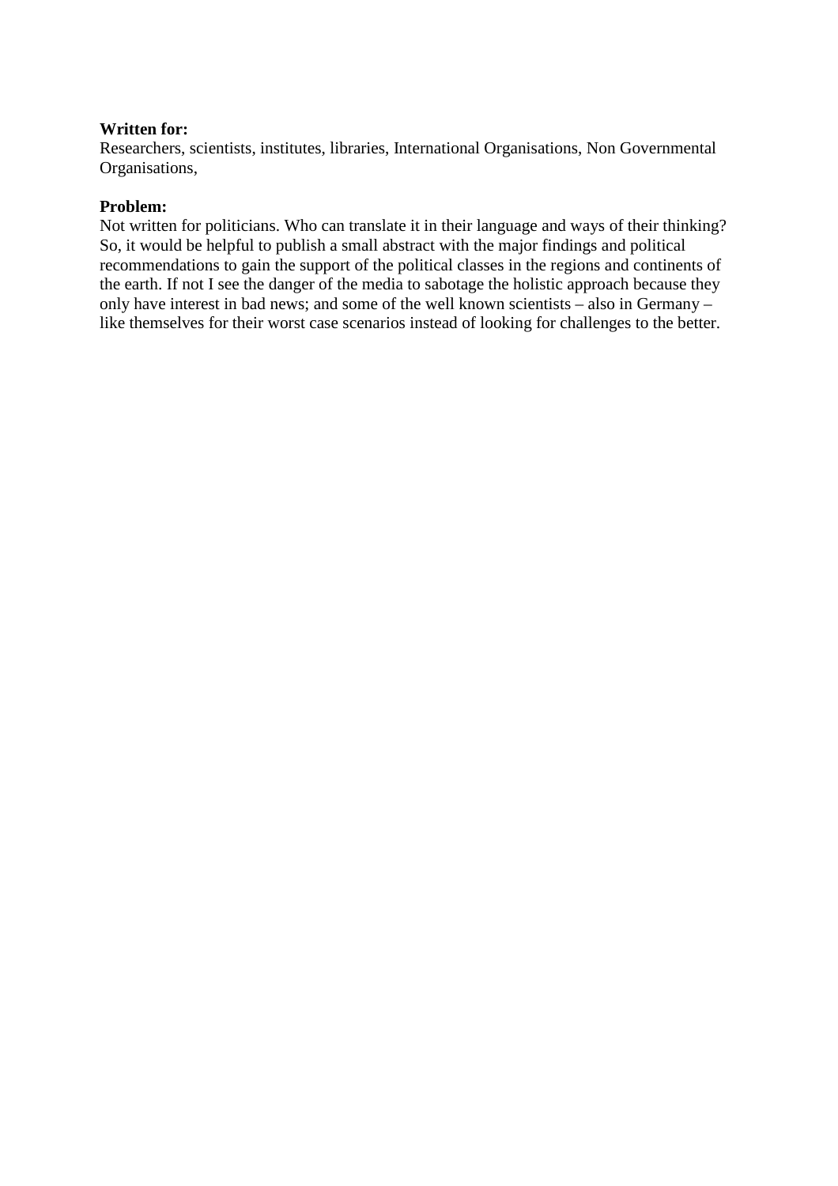**Written for:**
Researchers, scientists, institutes, libraries, International Organisations, Non Governmental Organisations,

**Problem:**
Not written for politicians. Who can translate it in their language and ways of their thinking? So, it would be helpful to publish a small abstract with the major findings and political recommendations to gain the support of the political classes in the regions and continents of the earth. If not I see the danger of the media to sabotage the holistic approach because they only have interest in bad news; and some of the well known scientists – also in Germany – like themselves for their worst case scenarios instead of looking for challenges to the better.